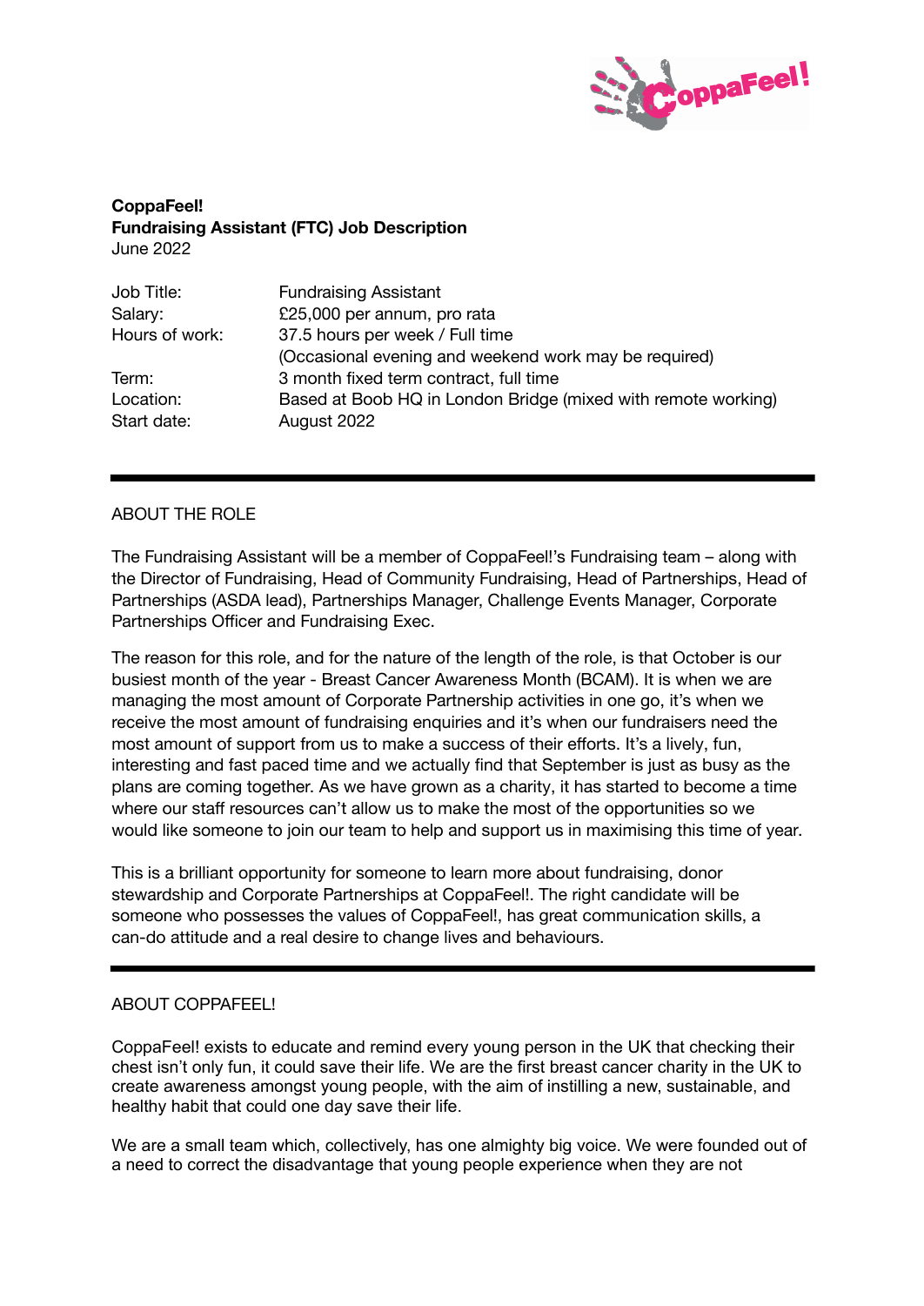**CoppaFeel!**
**Fundraising Assistant (FTC) Job Description**
June 2022

| | |
|---|---|
| Job Title: | Fundraising Assistant |
| Salary: | £25,000 per annum, pro rata |
| Hours of work: | 37.5 hours per week / Full time (Occasional evening and weekend work may be required) |
| Term: | 3 month fixed term contract, full time |
| Location: | Based at Boob HQ in London Bridge (mixed with remote working) |
| Start date: | August 2022 |

---

## ABOUT THE ROLE

The Fundraising Assistant will be a member of CoppaFeel!'s Fundraising team – along with the Director of Fundraising, Head of Community Fundraising, Head of Partnerships, Head of Partnerships (ASDA lead), Partnerships Manager, Challenge Events Manager, Corporate Partnerships Officer and Fundraising Exec.

The reason for this role, and for the nature of the length of the role, is that October is our busiest month of the year - Breast Cancer Awareness Month (BCAM). It is when we are managing the most amount of Corporate Partnership activities in one go, it's when we receive the most amount of fundraising enquiries and it's when our fundraisers need the most amount of support from us to make a success of their efforts. It's a lively, fun, interesting and fast paced time and we actually find that September is just as busy as the plans are coming together. As we have grown as a charity, it has started to become a time where our staff resources can't allow us to make the most of the opportunities so we would like someone to join our team to help and support us in maximising this time of year.

This is a brilliant opportunity for someone to learn more about fundraising, donor stewardship and Corporate Partnerships at CoppaFeel!. The right candidate will be someone who possesses the values of CoppaFeel!, has great communication skills, a can-do attitude and a real desire to change lives and behaviours.

---

## ABOUT COPPAFEEL!

CoppaFeel! exists to educate and remind every young person in the UK that checking their chest isn't only fun, it could save their life. We are the first breast cancer charity in the UK to create awareness amongst young people, with the aim of instilling a new, sustainable, and healthy habit that could one day save their life.

We are a small team which, collectively, has one almighty big voice. We were founded out of a need to correct the disadvantage that young people experience when they are not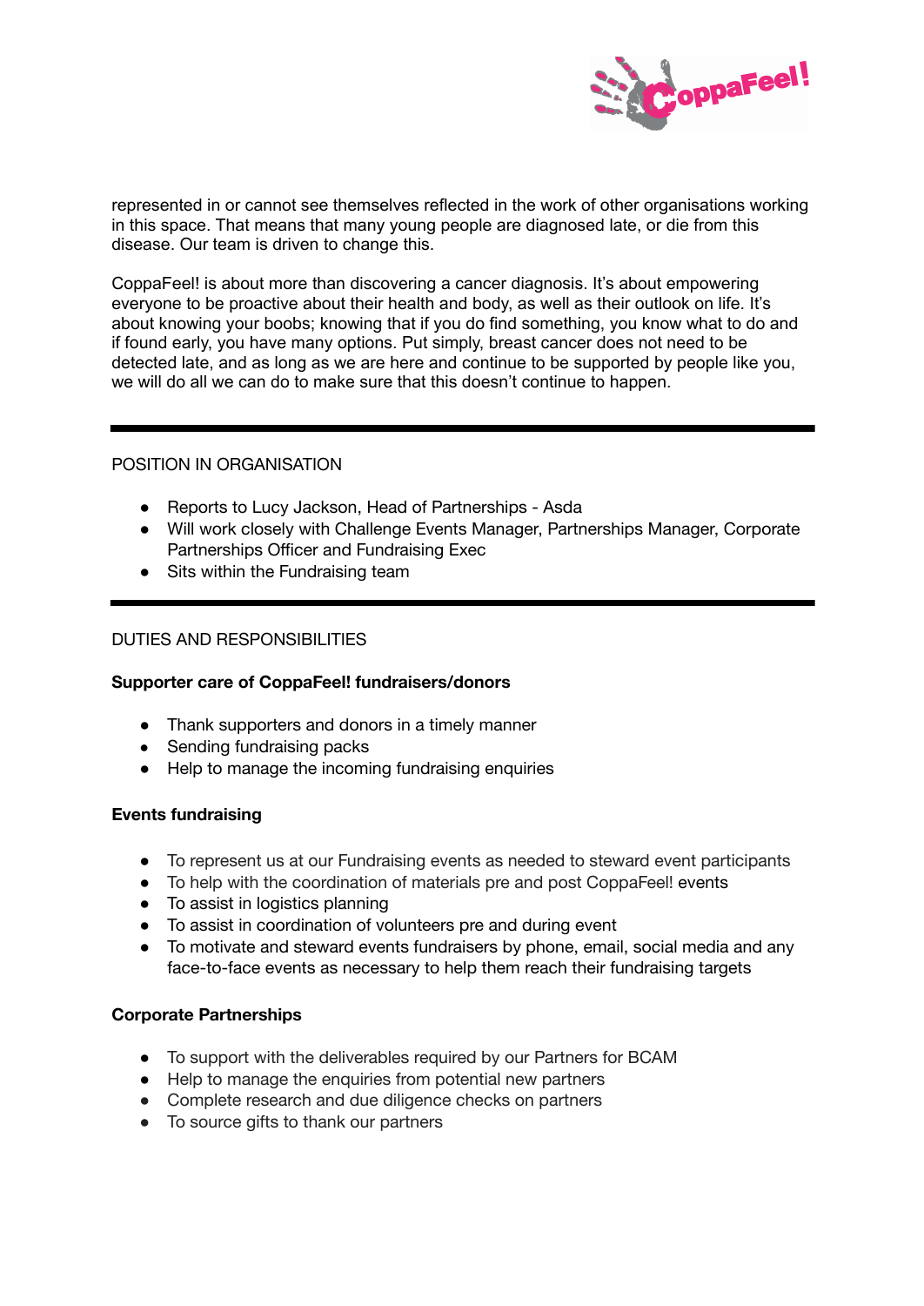represented in or cannot see themselves reflected in the work of other organisations working in this space. That means that many young people are diagnosed late, or die from this disease. Our team is driven to change this.

CoppaFeel! is about more than discovering a cancer diagnosis. It's about empowering everyone to be proactive about their health and body, as well as their outlook on life. It's about knowing your boobs; knowing that if you do find something, you know what to do and if found early, you have many options. Put simply, breast cancer does not need to be detected late, and as long as we are here and continue to be supported by people like you, we will do all we can do to make sure that this doesn't continue to happen.

---

POSITION IN ORGANISATION

- Reports to Lucy Jackson, Head of Partnerships - Asda
- Will work closely with Challenge Events Manager, Partnerships Manager, Corporate Partnerships Officer and Fundraising Exec
- Sits within the Fundraising team

---

DUTIES AND RESPONSIBILITIES

**Supporter care of CoppaFeel! fundraisers/donors**

- Thank supporters and donors in a timely manner
- Sending fundraising packs
- Help to manage the incoming fundraising enquiries

**Events fundraising**

- To represent us at our Fundraising events as needed to steward event participants
- To help with the coordination of materials pre and post CoppaFeel! events
- To assist in logistics planning
- To assist in coordination of volunteers pre and during event
- To motivate and steward events fundraisers by phone, email, social media and any face-to-face events as necessary to help them reach their fundraising targets

**Corporate Partnerships**

- To support with the deliverables required by our Partners for BCAM
- Help to manage the enquiries from potential new partners
- Complete research and due diligence checks on partners
- To source gifts to thank our partners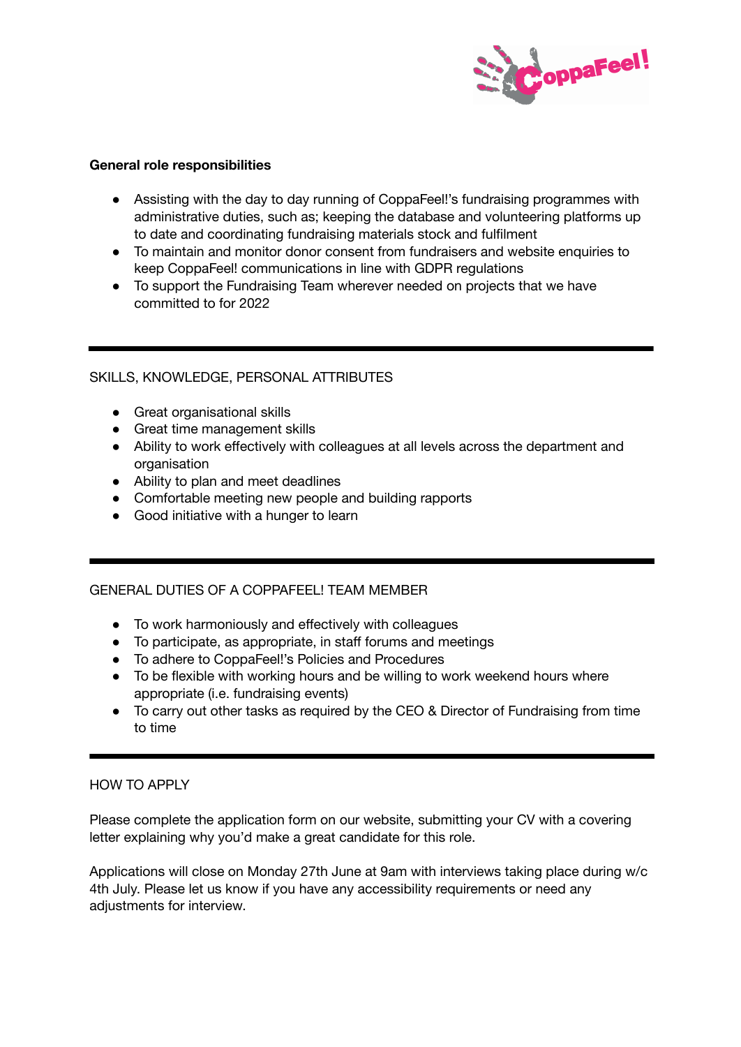**General role responsibilities**

- Assisting with the day to day running of CoppaFeel!'s fundraising programmes with administrative duties, such as; keeping the database and volunteering platforms up to date and coordinating fundraising materials stock and fulfilment
- To maintain and monitor donor consent from fundraisers and website enquiries to keep CoppaFeel! communications in line with GDPR regulations
- To support the Fundraising Team wherever needed on projects that we have committed to for 2022

---

SKILLS, KNOWLEDGE, PERSONAL ATTRIBUTES

- Great organisational skills
- Great time management skills
- Ability to work effectively with colleagues at all levels across the department and organisation
- Ability to plan and meet deadlines
- Comfortable meeting new people and building rapports
- Good initiative with a hunger to learn

---

GENERAL DUTIES OF A COPPAFEEL! TEAM MEMBER

- To work harmoniously and effectively with colleagues
- To participate, as appropriate, in staff forums and meetings
- To adhere to CoppaFeel!'s Policies and Procedures
- To be flexible with working hours and be willing to work weekend hours where appropriate (i.e. fundraising events)
- To carry out other tasks as required by the CEO & Director of Fundraising from time to time

---

HOW TO APPLY

Please complete the application form on our website, submitting your CV with a covering letter explaining why you'd make a great candidate for this role.

Applications will close on Monday 27th June at 9am with interviews taking place during w/c 4th July. Please let us know if you have any accessibility requirements or need any adjustments for interview.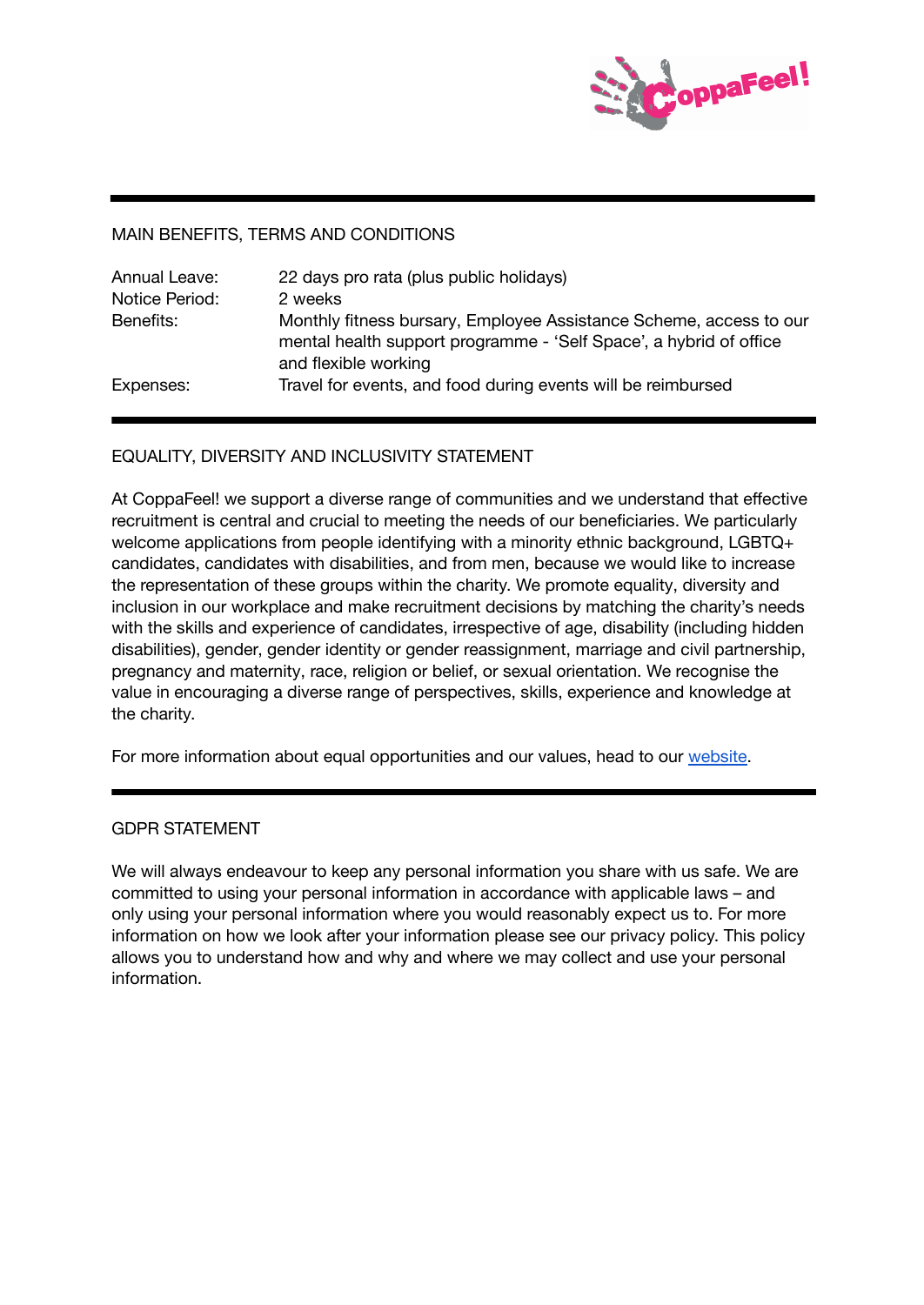## MAIN BENEFITS, TERMS AND CONDITIONS

| | |
|---|---|
| Annual Leave: | 22 days pro rata (plus public holidays) |
| Notice Period: | 2 weeks |
| Benefits: | Monthly fitness bursary, Employee Assistance Scheme, access to our mental health support programme - 'Self Space', a hybrid of office and flexible working |
| Expenses: | Travel for events, and food during events will be reimbursed |

## EQUALITY, DIVERSITY AND INCLUSIVITY STATEMENT

At CoppaFeel! we support a diverse range of communities and we understand that effective recruitment is central and crucial to meeting the needs of our beneficiaries. We particularly welcome applications from people identifying with a minority ethnic background, LGBTQ+ candidates, candidates with disabilities, and from men, because we would like to increase the representation of these groups within the charity. We promote equality, diversity and inclusion in our workplace and make recruitment decisions by matching the charity's needs with the skills and experience of candidates, irrespective of age, disability (including hidden disabilities), gender, gender identity or gender reassignment, marriage and civil partnership, pregnancy and maternity, race, religion or belief, or sexual orientation. We recognise the value in encouraging a diverse range of perspectives, skills, experience and knowledge at the charity.

For more information about equal opportunities and our values, head to our website.

## GDPR STATEMENT

We will always endeavour to keep any personal information you share with us safe. We are committed to using your personal information in accordance with applicable laws – and only using your personal information where you would reasonably expect us to. For more information on how we look after your information please see our privacy policy. This policy allows you to understand how and why and where we may collect and use your personal information.